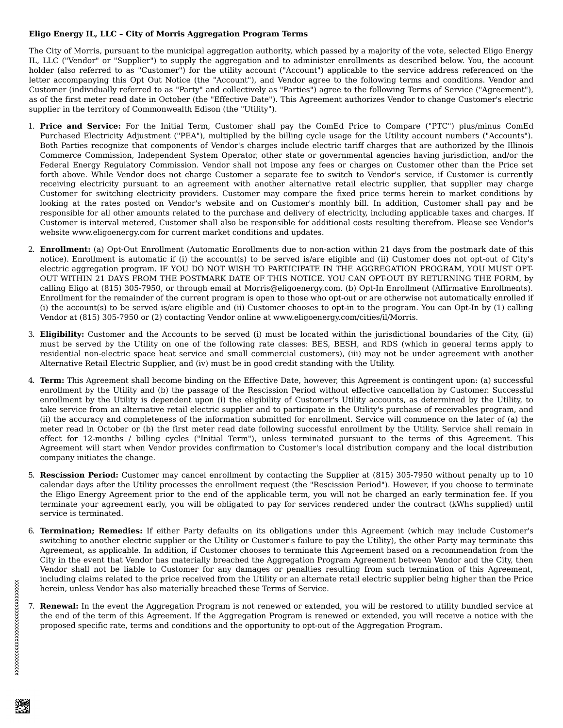**Eligo Energy IL, LLC – City of Morris Aggregation Program Terms**

The City of Morris, pursuant to the municipal aggregation authority, which passed by a majority of the vote, selected Eligo Energy IL, LLC ("Vendor" or "Supplier") to supply the aggregation and to administer enrollments as described below. You, the account holder (also referred to as "Customer") for the utility account ("Account") applicable to the service address referenced on the letter accompanying this Opt Out Notice (the "Account"), and Vendor agree to the following terms and conditions. Vendor and Customer (individually referred to as "Party" and collectively as "Parties") agree to the following Terms of Service ("Agreement"), as of the first meter read date in October (the "Effective Date"). This Agreement authorizes Vendor to change Customer's electric supplier in the territory of Commonwealth Edison (the "Utility").

1. **Price and Service:** For the Initial Term, Customer shall pay the ComEd Price to Compare ("PTC") plus/minus ComEd Purchased Electricity Adjustment ("PEA"), multiplied by the billing cycle usage for the Utility account numbers ("Accounts"). Both Parties recognize that components of Vendor's charges include electric tariff charges that are authorized by the Illinois Commerce Commission, Independent System Operator, other state or governmental agencies having jurisdiction, and/or the Federal Energy Regulatory Commission. Vendor shall not impose any fees or charges on Customer other than the Price set forth above. While Vendor does not charge Customer a separate fee to switch to Vendor's service, if Customer is currently receiving electricity pursuant to an agreement with another alternative retail electric supplier, that supplier may charge Customer for switching electricity providers. Customer may compare the fixed price terms herein to market conditions by looking at the rates posted on Vendor's website and on Customer's monthly bill. In addition, Customer shall pay and be responsible for all other amounts related to the purchase and delivery of electricity, including applicable taxes and charges. If Customer is interval metered, Customer shall also be responsible for additional costs resulting therefrom. Please see Vendor's website www.eligoenergy.com for current market conditions and updates.

2. **Enrollment:** (a) Opt-Out Enrollment (Automatic Enrollments due to non-action within 21 days from the postmark date of this notice). Enrollment is automatic if (i) the account(s) to be served is/are eligible and (ii) Customer does not opt-out of City's electric aggregation program. IF YOU DO NOT WISH TO PARTICIPATE IN THE AGGREGATION PROGRAM, YOU MUST OPT-OUT WITHIN 21 DAYS FROM THE POSTMARK DATE OF THIS NOTICE. YOU CAN OPT-OUT BY RETURNING THE FORM, by calling Eligo at (815) 305-7950, or through email at Morris@eligoenergy.com. (b) Opt-In Enrollment (Affirmative Enrollments). Enrollment for the remainder of the current program is open to those who opt-out or are otherwise not automatically enrolled if (i) the account(s) to be served is/are eligible and (ii) Customer chooses to opt-in to the program. You can Opt-In by (1) calling Vendor at (815) 305-7950 or (2) contacting Vendor online at www.eligoenergy.com/cities/il/Morris.

3. **Eligibility:** Customer and the Accounts to be served (i) must be located within the jurisdictional boundaries of the City, (ii) must be served by the Utility on one of the following rate classes: BES, BESH, and RDS (which in general terms apply to residential non-electric space heat service and small commercial customers), (iii) may not be under agreement with another Alternative Retail Electric Supplier, and (iv) must be in good credit standing with the Utility.

4. **Term:** This Agreement shall become binding on the Effective Date, however, this Agreement is contingent upon: (a) successful enrollment by the Utility and (b) the passage of the Rescission Period without effective cancellation by Customer. Successful enrollment by the Utility is dependent upon (i) the eligibility of Customer's Utility accounts, as determined by the Utility, to take service from an alternative retail electric supplier and to participate in the Utility's purchase of receivables program, and (ii) the accuracy and completeness of the information submitted for enrollment. Service will commence on the later of (a) the meter read in October or (b) the first meter read date following successful enrollment by the Utility. Service shall remain in effect for 12-months / billing cycles ("Initial Term"), unless terminated pursuant to the terms of this Agreement. This Agreement will start when Vendor provides confirmation to Customer's local distribution company and the local distribution company initiates the change.

5. **Rescission Period:** Customer may cancel enrollment by contacting the Supplier at (815) 305-7950 without penalty up to 10 calendar days after the Utility processes the enrollment request (the "Rescission Period"). However, if you choose to terminate the Eligo Energy Agreement prior to the end of the applicable term, you will not be charged an early termination fee. If you terminate your agreement early, you will be obligated to pay for services rendered under the contract (kWhs supplied) until service is terminated.

6. **Termination; Remedies:** If either Party defaults on its obligations under this Agreement (which may include Customer's switching to another electric supplier or the Utility or Customer's failure to pay the Utility), the other Party may terminate this Agreement, as applicable. In addition, if Customer chooses to terminate this Agreement based on a recommendation from the City in the event that Vendor has materially breached the Aggregation Program Agreement between Vendor and the City, then Vendor shall not be liable to Customer for any damages or penalties resulting from such termination of this Agreement, including claims related to the price received from the Utility or an alternate retail electric supplier being higher than the Price herein, unless Vendor has also materially breached these Terms of Service.

7. **Renewal:** In the event the Aggregation Program is not renewed or extended, you will be restored to utility bundled service at the end of the term of this Agreement. If the Aggregation Program is renewed or extended, you will receive a notice with the proposed specific rate, terms and conditions and the opportunity to opt-out of the Aggregation Program.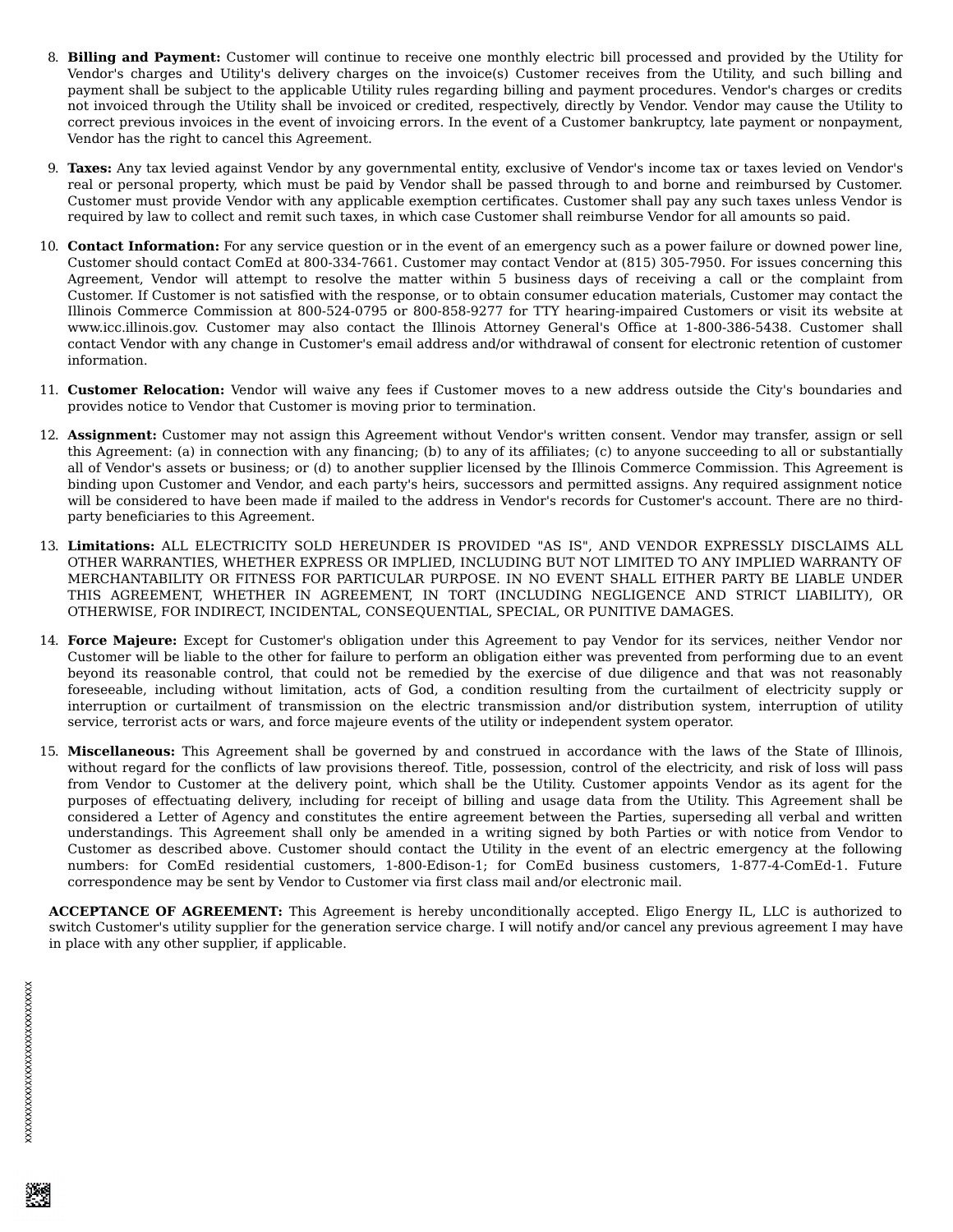8. **Billing and Payment:** Customer will continue to receive one monthly electric bill processed and provided by the Utility for Vendor's charges and Utility's delivery charges on the invoice(s) Customer receives from the Utility, and such billing and payment shall be subject to the applicable Utility rules regarding billing and payment procedures. Vendor's charges or credits not invoiced through the Utility shall be invoiced or credited, respectively, directly by Vendor. Vendor may cause the Utility to correct previous invoices in the event of invoicing errors. In the event of a Customer bankruptcy, late payment or nonpayment, Vendor has the right to cancel this Agreement.

9. **Taxes:** Any tax levied against Vendor by any governmental entity, exclusive of Vendor's income tax or taxes levied on Vendor's real or personal property, which must be paid by Vendor shall be passed through to and borne and reimbursed by Customer. Customer must provide Vendor with any applicable exemption certificates. Customer shall pay any such taxes unless Vendor is required by law to collect and remit such taxes, in which case Customer shall reimburse Vendor for all amounts so paid.

10. **Contact Information:** For any service question or in the event of an emergency such as a power failure or downed power line, Customer should contact ComEd at 800-334-7661. Customer may contact Vendor at (815) 305-7950. For issues concerning this Agreement, Vendor will attempt to resolve the matter within 5 business days of receiving a call or the complaint from Customer. If Customer is not satisfied with the response, or to obtain consumer education materials, Customer may contact the Illinois Commerce Commission at 800-524-0795 or 800-858-9277 for TTY hearing-impaired Customers or visit its website at www.icc.illinois.gov. Customer may also contact the Illinois Attorney General's Office at 1-800-386-5438. Customer shall contact Vendor with any change in Customer's email address and/or withdrawal of consent for electronic retention of customer information.

11. **Customer Relocation:** Vendor will waive any fees if Customer moves to a new address outside the City's boundaries and provides notice to Vendor that Customer is moving prior to termination.

12. **Assignment:** Customer may not assign this Agreement without Vendor's written consent. Vendor may transfer, assign or sell this Agreement: (a) in connection with any financing; (b) to any of its affiliates; (c) to anyone succeeding to all or substantially all of Vendor's assets or business; or (d) to another supplier licensed by the Illinois Commerce Commission. This Agreement is binding upon Customer and Vendor, and each party's heirs, successors and permitted assigns. Any required assignment notice will be considered to have been made if mailed to the address in Vendor's records for Customer's account. There are no third-party beneficiaries to this Agreement.

13. **Limitations:** ALL ELECTRICITY SOLD HEREUNDER IS PROVIDED "AS IS", AND VENDOR EXPRESSLY DISCLAIMS ALL OTHER WARRANTIES, WHETHER EXPRESS OR IMPLIED, INCLUDING BUT NOT LIMITED TO ANY IMPLIED WARRANTY OF MERCHANTABILITY OR FITNESS FOR PARTICULAR PURPOSE. IN NO EVENT SHALL EITHER PARTY BE LIABLE UNDER THIS AGREEMENT, WHETHER IN AGREEMENT, IN TORT (INCLUDING NEGLIGENCE AND STRICT LIABILITY), OR OTHERWISE, FOR INDIRECT, INCIDENTAL, CONSEQUENTIAL, SPECIAL, OR PUNITIVE DAMAGES.

14. **Force Majeure:** Except for Customer's obligation under this Agreement to pay Vendor for its services, neither Vendor nor Customer will be liable to the other for failure to perform an obligation either was prevented from performing due to an event beyond its reasonable control, that could not be remedied by the exercise of due diligence and that was not reasonably foreseeable, including without limitation, acts of God, a condition resulting from the curtailment of electricity supply or interruption or curtailment of transmission on the electric transmission and/or distribution system, interruption of utility service, terrorist acts or wars, and force majeure events of the utility or independent system operator.

15. **Miscellaneous:** This Agreement shall be governed by and construed in accordance with the laws of the State of Illinois, without regard for the conflicts of law provisions thereof. Title, possession, control of the electricity, and risk of loss will pass from Vendor to Customer at the delivery point, which shall be the Utility. Customer appoints Vendor as its agent for the purposes of effectuating delivery, including for receipt of billing and usage data from the Utility. This Agreement shall be considered a Letter of Agency and constitutes the entire agreement between the Parties, superseding all verbal and written understandings. This Agreement shall only be amended in a writing signed by both Parties or with notice from Vendor to Customer as described above. Customer should contact the Utility in the event of an electric emergency at the following numbers: for ComEd residential customers, 1-800-Edison-1; for ComEd business customers, 1-877-4-ComEd-1. Future correspondence may be sent by Vendor to Customer via first class mail and/or electronic mail.

**ACCEPTANCE OF AGREEMENT:** This Agreement is hereby unconditionally accepted. Eligo Energy IL, LLC is authorized to switch Customer's utility supplier for the generation service charge. I will notify and/or cancel any previous agreement I may have in place with any other supplier, if applicable.